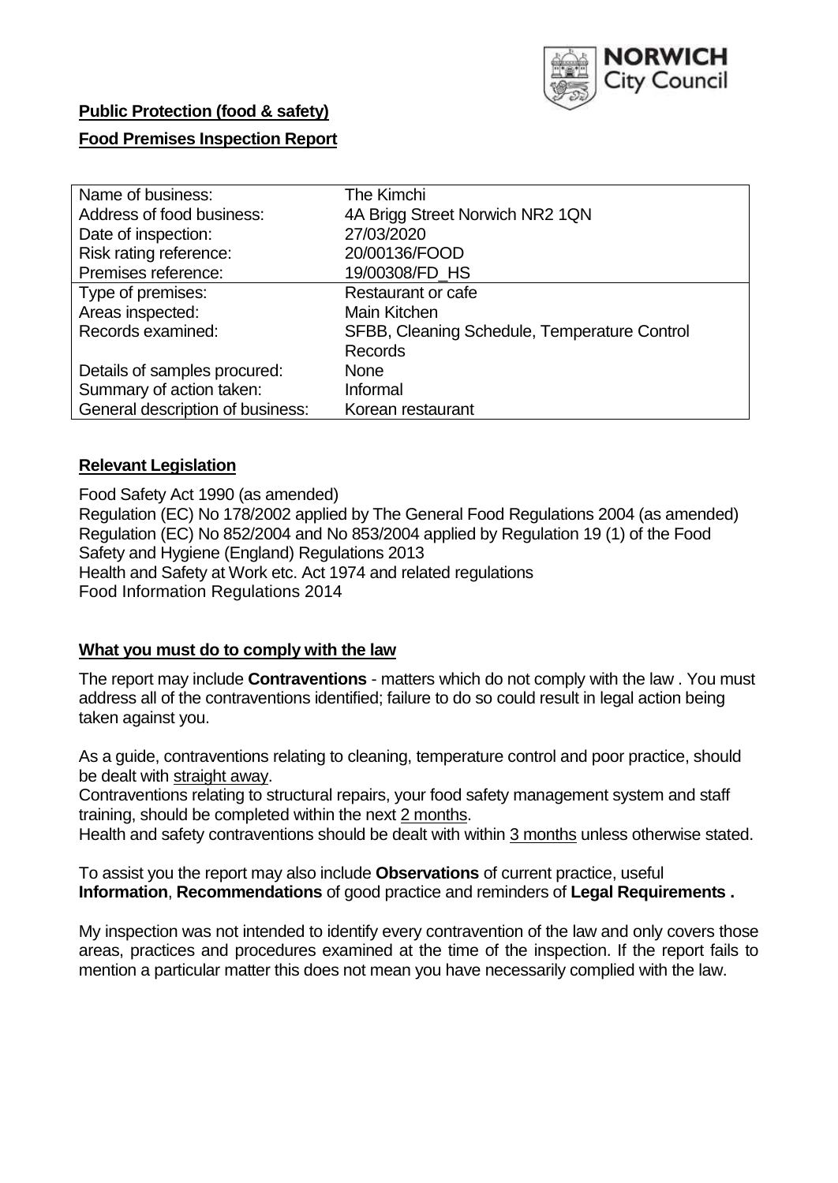**Public Protection (food & safety)**

**Food Premises Inspection Report**

| Name of business: | The Kimchi |
|---|---|
| Address of food business: | 4A Brigg Street Norwich NR2 1QN |
| Date of inspection: | 27/03/2020 |
| Risk rating reference: | 20/00136/FOOD |
| Premises reference: | 19/00308/FD_HS |
| Type of premises: | Restaurant or cafe |
| Areas inspected: | Main Kitchen |
| Records examined: | SFBB, Cleaning Schedule, Temperature Control Records |
| Details of samples procured: | None |
| Summary of action taken: | Informal |
| General description of business: | Korean restaurant |

## Relevant Legislation

Food Safety Act 1990 (as amended)
Regulation (EC) No 178/2002 applied by The General Food Regulations 2004 (as amended)
Regulation (EC) No 852/2004 and No 853/2004 applied by Regulation 19 (1) of the Food Safety and Hygiene (England) Regulations 2013
Health and Safety at Work etc. Act 1974 and related regulations
Food Information Regulations 2014

## What you must do to comply with the law

The report may include **Contraventions** - matters which do not comply with the law . You must address all of the contraventions identified; failure to do so could result in legal action being taken against you.

As a guide, contraventions relating to cleaning, temperature control and poor practice, should be dealt with straight away.
Contraventions relating to structural repairs, your food safety management system and staff training, should be completed within the next 2 months.
Health and safety contraventions should be dealt with within 3 months unless otherwise stated.

To assist you the report may also include **Observations** of current practice, useful **Information**, **Recommendations** of good practice and reminders of **Legal Requirements .**

My inspection was not intended to identify every contravention of the law and only covers those areas, practices and procedures examined at the time of the inspection. If the report fails to mention a particular matter this does not mean you have necessarily complied with the law.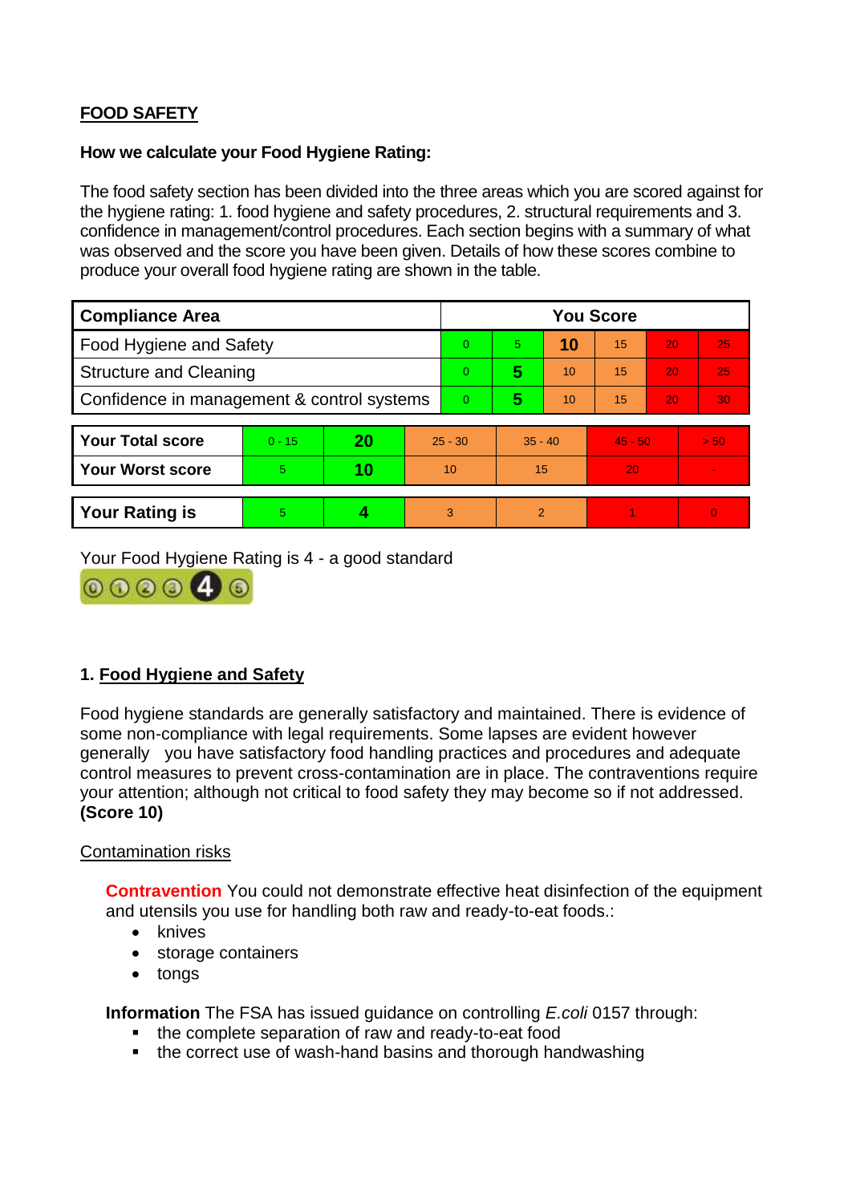## FOOD SAFETY

**How we calculate your Food Hygiene Rating:**

The food safety section has been divided into the three areas which you are scored against for the hygiene rating: 1. food hygiene and safety procedures, 2. structural requirements and 3. confidence in management/control procedures. Each section begins with a summary of what was observed and the score you have been given. Details of how these scores combine to produce your overall food hygiene rating are shown in the table.

| Compliance Area | You Score | | | | | |
|---|---|---|---|---|---|---|
| Food Hygiene and Safety | 0 | 5 | **10** | 15 | 20 | 25 |
| Structure and Cleaning | 0 | **5** | 10 | 15 | 20 | 25 |
| Confidence in management & control systems | 0 | **5** | 10 | 15 | 20 | 30 |

| | | | | | | |
|---|---|---|---|---|---|---|
| **Your Total score** | 0 - 15 | **20** | 25 - 30 | 35 - 40 | 45 - 50 | > 50 |
| **Your Worst score** | 5 | **10** | 10 | 15 | 20 | - |
| **Your Rating is** | 5 | **4** | 3 | 2 | 1 | 0 |

Your Food Hygiene Rating is 4 - a good standard

### 1. Food Hygiene and Safety

Food hygiene standards are generally satisfactory and maintained. There is evidence of some non-compliance with legal requirements. Some lapses are evident however generally you have satisfactory food handling practices and procedures and adequate control measures to prevent cross-contamination are in place. The contraventions require your attention; although not critical to food safety they may become so if not addressed. **(Score 10)**

Contamination risks

**Contravention** You could not demonstrate effective heat disinfection of the equipment and utensils you use for handling both raw and ready-to-eat foods.:

- knives
- storage containers
- tongs

**Information** The FSA has issued guidance on controlling *E.coli* 0157 through:

- the complete separation of raw and ready-to-eat food
- the correct use of wash-hand basins and thorough handwashing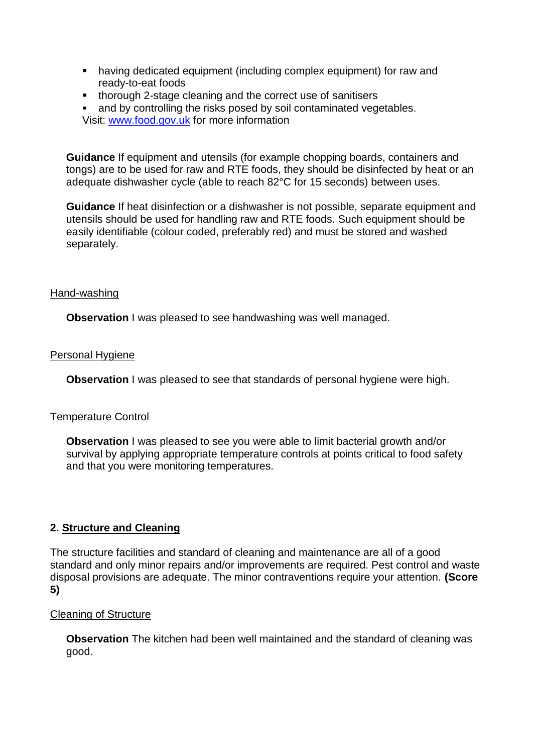- having dedicated equipment (including complex equipment) for raw and ready-to-eat foods
- thorough 2-stage cleaning and the correct use of sanitisers
- and by controlling the risks posed by soil contaminated vegetables.

Visit: www.food.gov.uk for more information

**Guidance** If equipment and utensils (for example chopping boards, containers and tongs) are to be used for raw and RTE foods, they should be disinfected by heat or an adequate dishwasher cycle (able to reach 82°C for 15 seconds) between uses.

**Guidance** If heat disinfection or a dishwasher is not possible, separate equipment and utensils should be used for handling raw and RTE foods. Such equipment should be easily identifiable (colour coded, preferably red) and must be stored and washed separately.

Hand-washing

**Observation** I was pleased to see handwashing was well managed.

Personal Hygiene

**Observation** I was pleased to see that standards of personal hygiene were high.

Temperature Control

**Observation** I was pleased to see you were able to limit bacterial growth and/or survival by applying appropriate temperature controls at points critical to food safety and that you were monitoring temperatures.

## 2. Structure and Cleaning

The structure facilities and standard of cleaning and maintenance are all of a good standard and only minor repairs and/or improvements are required. Pest control and waste disposal provisions are adequate. The minor contraventions require your attention. **(Score 5)**

Cleaning of Structure

**Observation** The kitchen had been well maintained and the standard of cleaning was good.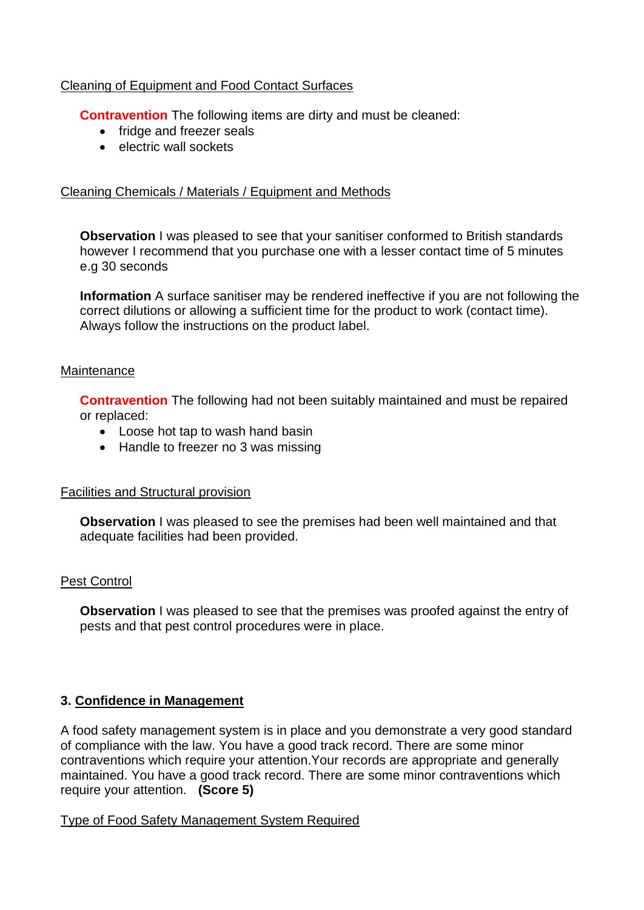Cleaning of Equipment and Food Contact Surfaces

**Contravention** The following items are dirty and must be cleaned:

- fridge and freezer seals
- electric wall sockets

Cleaning Chemicals / Materials / Equipment and Methods

**Observation** I was pleased to see that your sanitiser conformed to British standards however I recommend that you purchase one with a lesser contact time of 5 minutes e.g 30 seconds

**Information** A surface sanitiser may be rendered ineffective if you are not following the correct dilutions or allowing a sufficient time for the product to work (contact time). Always follow the instructions on the product label.

Maintenance

**Contravention** The following had not been suitably maintained and must be repaired or replaced:

- Loose hot tap to wash hand basin
- Handle to freezer no 3 was missing

Facilities and Structural provision

**Observation** I was pleased to see the premises had been well maintained and that adequate facilities had been provided.

Pest Control

**Observation** I was pleased to see that the premises was proofed against the entry of pests and that pest control procedures were in place.

## 3. Confidence in Management

A food safety management system is in place and you demonstrate a very good standard of compliance with the law. You have a good track record. There are some minor contraventions which require your attention.Your records are appropriate and generally maintained. You have a good track record. There are some minor contraventions which require your attention. **(Score 5)**

Type of Food Safety Management System Required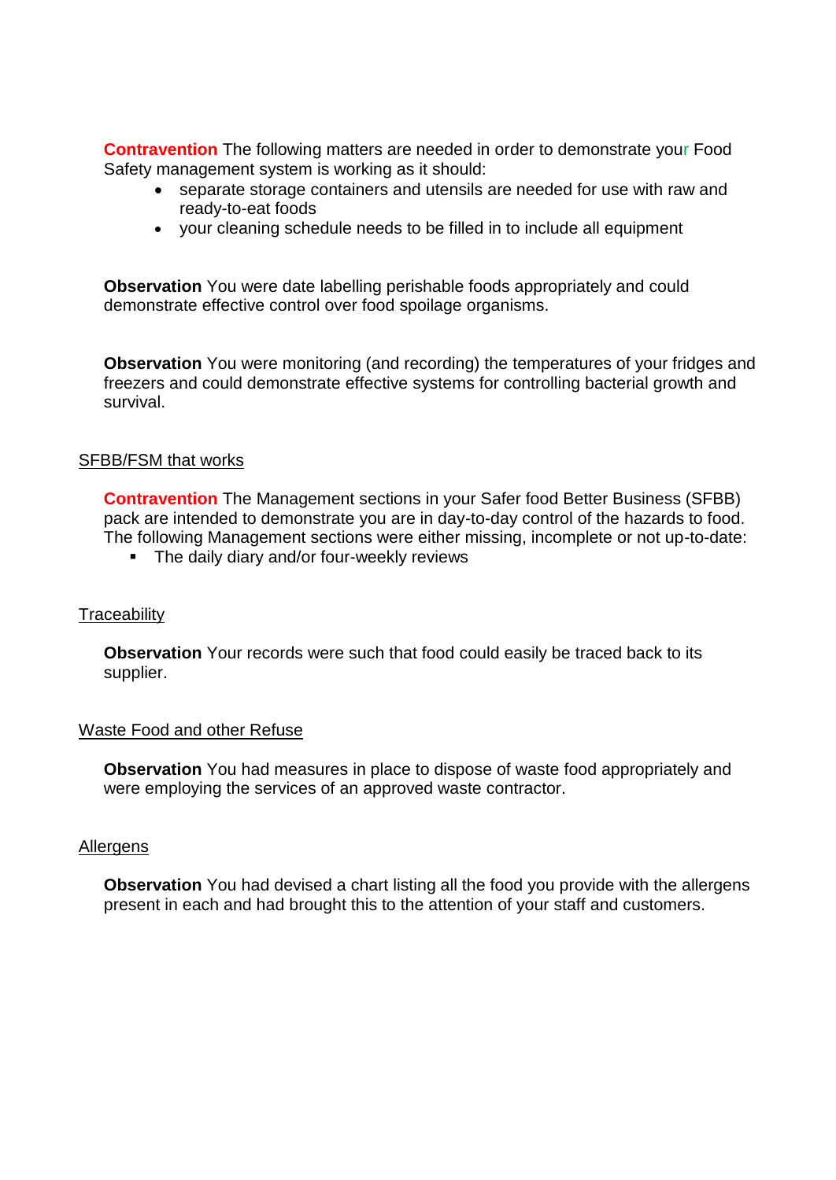**Contravention** The following matters are needed in order to demonstrate your Food Safety management system is working as it should:

- separate storage containers and utensils are needed for use with raw and ready-to-eat foods
- your cleaning schedule needs to be filled in to include all equipment

**Observation** You were date labelling perishable foods appropriately and could demonstrate effective control over food spoilage organisms.

**Observation** You were monitoring (and recording) the temperatures of your fridges and freezers and could demonstrate effective systems for controlling bacterial growth and survival.

SFBB/FSM that works

**Contravention** The Management sections in your Safer food Better Business (SFBB) pack are intended to demonstrate you are in day-to-day control of the hazards to food. The following Management sections were either missing, incomplete or not up-to-date:

- The daily diary and/or four-weekly reviews

Traceability

**Observation** Your records were such that food could easily be traced back to its supplier.

Waste Food and other Refuse

**Observation** You had measures in place to dispose of waste food appropriately and were employing the services of an approved waste contractor.

Allergens

**Observation** You had devised a chart listing all the food you provide with the allergens present in each and had brought this to the attention of your staff and customers.